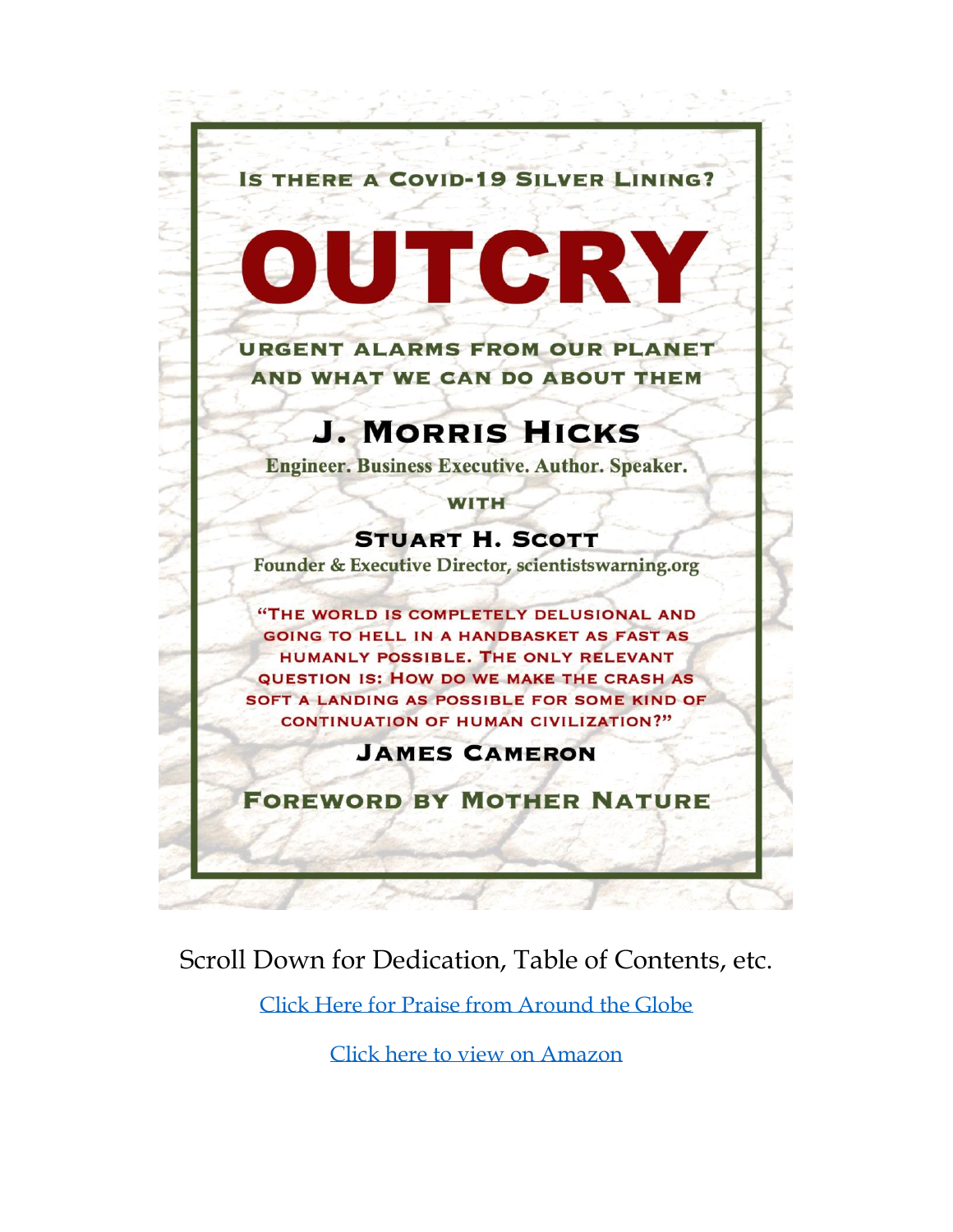Is there a Covid-19 Silver Lining?

# OUTCRY

## Urgent Alarms from Our Planet and What We Can Do About Them

### J. Morris Hicks

Engineer. Business Executive. Author. Speaker.

with

### Stuart H. Scott

Founder & Executive Director, scientistswarning.org

"The world is completely delusional and going to hell in a handbasket as fast as humanly possible. The only relevant question is: How do we make the crash as soft a landing as possible for some kind of continuation of human civilization?"

**James Cameron**

**Foreword by Mother Nature**

Scroll Down for Dedication, Table of Contents, etc.

Click Here for Praise from Around the Globe

Click here to view on Amazon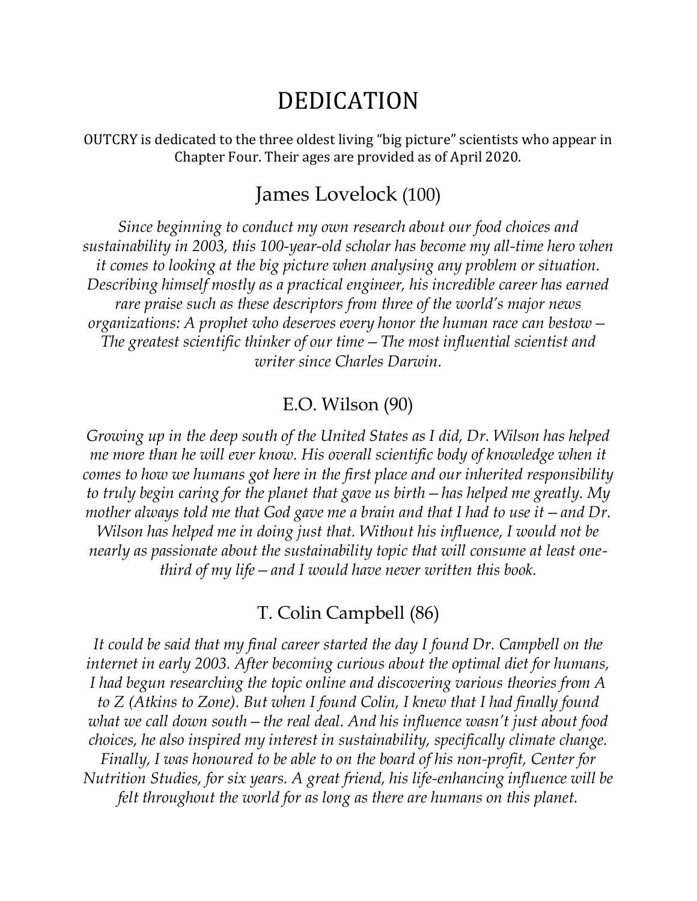# DEDICATION

OUTCRY is dedicated to the three oldest living "big picture" scientists who appear in Chapter Four. Their ages are provided as of April 2020.

## James Lovelock (100)

*Since beginning to conduct my own research about our food choices and sustainability in 2003, this 100-year-old scholar has become my all-time hero when it comes to looking at the big picture when analysing any problem or situation. Describing himself mostly as a practical engineer, his incredible career has earned rare praise such as these descriptors from three of the world's major news organizations: A prophet who deserves every honor the human race can bestow – The greatest scientific thinker of our time – The most influential scientist and writer since Charles Darwin.*

## E.O. Wilson (90)

*Growing up in the deep south of the United States as I did, Dr. Wilson has helped me more than he will ever know. His overall scientific body of knowledge when it comes to how we humans got here in the first place and our inherited responsibility to truly begin caring for the planet that gave us birth – has helped me greatly. My mother always told me that God gave me a brain and that I had to use it – and Dr. Wilson has helped me in doing just that. Without his influence, I would not be nearly as passionate about the sustainability topic that will consume at least one-third of my life – and I would have never written this book.*

## T. Colin Campbell (86)

*It could be said that my final career started the day I found Dr. Campbell on the internet in early 2003. After becoming curious about the optimal diet for humans, I had begun researching the topic online and discovering various theories from A to Z (Atkins to Zone). But when I found Colin, I knew that I had finally found what we call down south – the real deal. And his influence wasn't just about food choices, he also inspired my interest in sustainability, specifically climate change. Finally, I was honoured to be able to on the board of his non-profit, Center for Nutrition Studies, for six years. A great friend, his life-enhancing influence will be felt throughout the world for as long as there are humans on this planet.*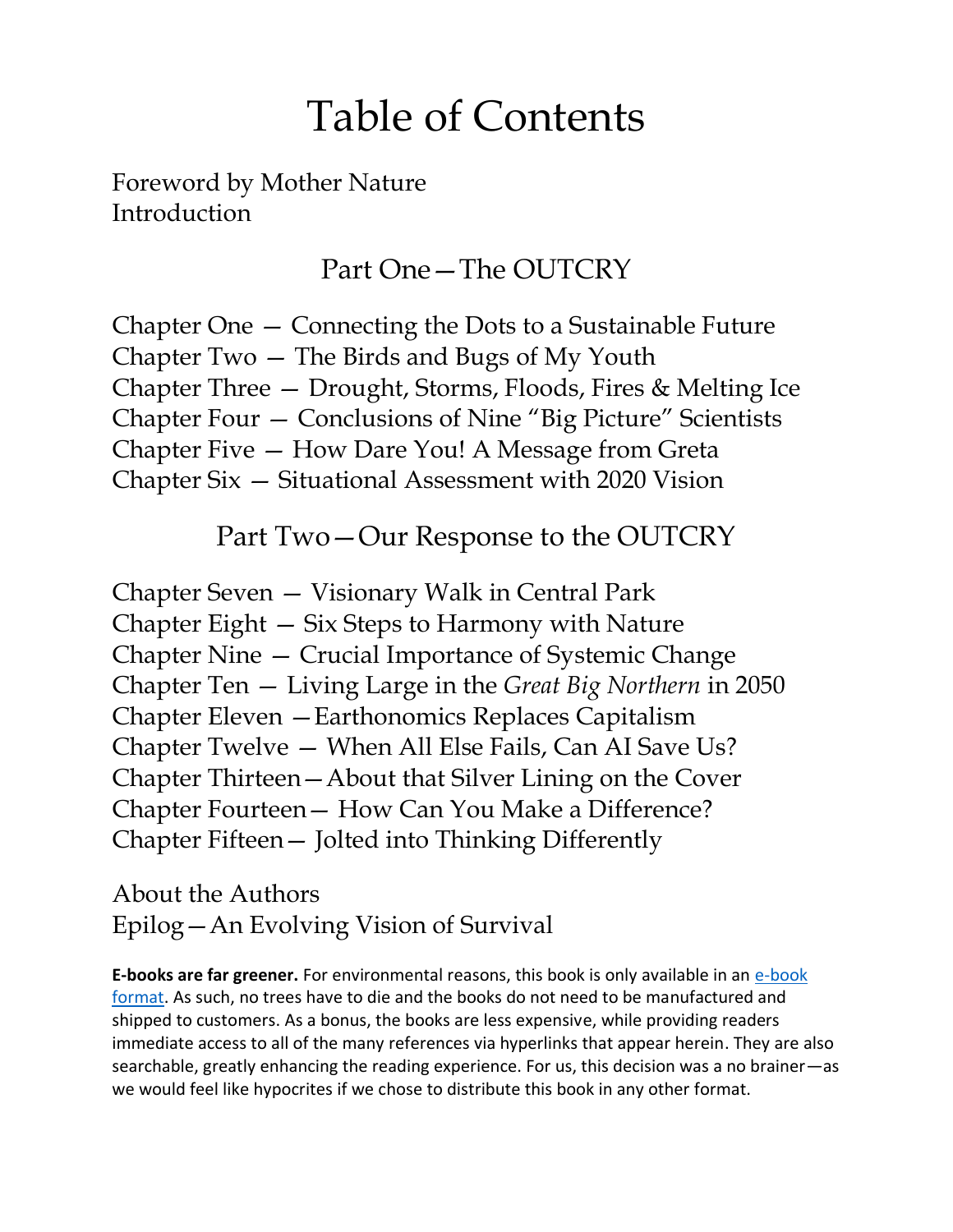# Table of Contents

Foreword by Mother Nature
Introduction

## Part One—The OUTCRY

Chapter One — Connecting the Dots to a Sustainable Future
Chapter Two — The Birds and Bugs of My Youth
Chapter Three — Drought, Storms, Floods, Fires & Melting Ice
Chapter Four — Conclusions of Nine "Big Picture" Scientists
Chapter Five — How Dare You! A Message from Greta
Chapter Six — Situational Assessment with 2020 Vision

## Part Two—Our Response to the OUTCRY

Chapter Seven — Visionary Walk in Central Park
Chapter Eight — Six Steps to Harmony with Nature
Chapter Nine — Crucial Importance of Systemic Change
Chapter Ten — Living Large in the *Great Big Northern* in 2050
Chapter Eleven —Earthonomics Replaces Capitalism
Chapter Twelve — When All Else Fails, Can AI Save Us?
Chapter Thirteen—About that Silver Lining on the Cover
Chapter Fourteen— How Can You Make a Difference?
Chapter Fifteen— Jolted into Thinking Differently

About the Authors
Epilog—An Evolving Vision of Survival

**E-books are far greener.** For environmental reasons, this book is only available in an e-book format. As such, no trees have to die and the books do not need to be manufactured and shipped to customers. As a bonus, the books are less expensive, while providing readers immediate access to all of the many references via hyperlinks that appear herein. They are also searchable, greatly enhancing the reading experience. For us, this decision was a no brainer—as we would feel like hypocrites if we chose to distribute this book in any other format.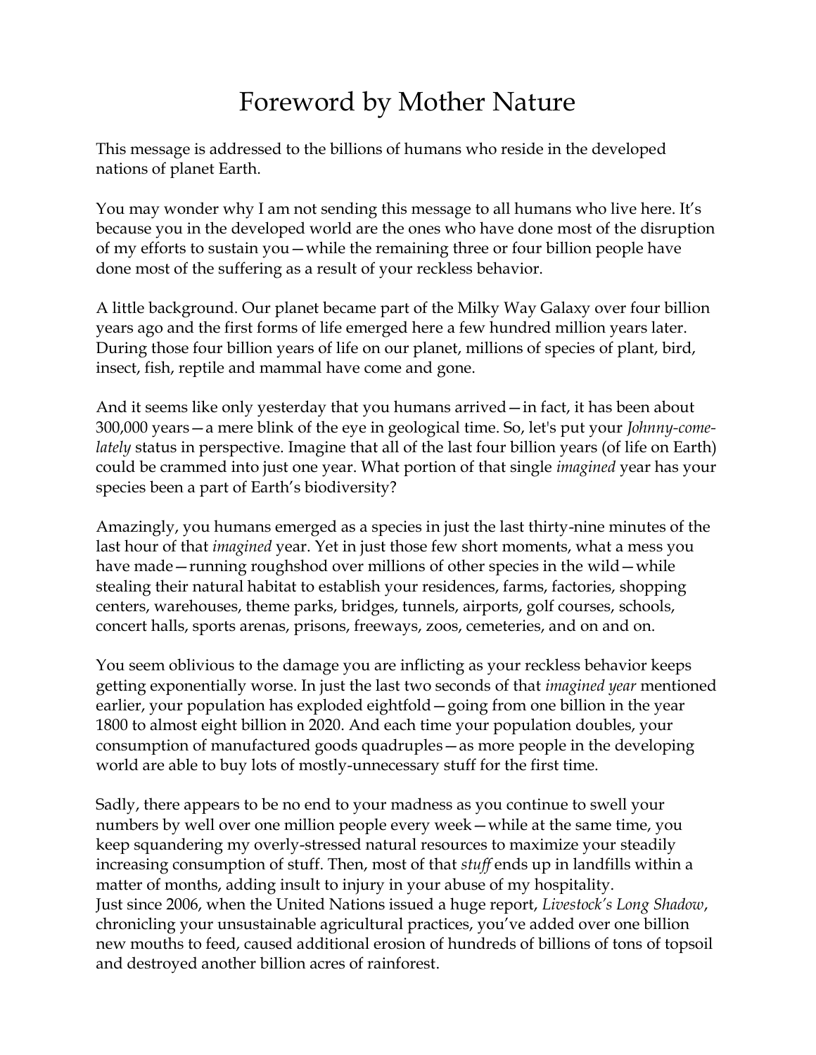# Foreword by Mother Nature

This message is addressed to the billions of humans who reside in the developed nations of planet Earth.

You may wonder why I am not sending this message to all humans who live here. It's because you in the developed world are the ones who have done most of the disruption of my efforts to sustain you—while the remaining three or four billion people have done most of the suffering as a result of your reckless behavior.

A little background. Our planet became part of the Milky Way Galaxy over four billion years ago and the first forms of life emerged here a few hundred million years later. During those four billion years of life on our planet, millions of species of plant, bird, insect, fish, reptile and mammal have come and gone.

And it seems like only yesterday that you humans arrived—in fact, it has been about 300,000 years—a mere blink of the eye in geological time. So, let's put your *Johnny-come-lately* status in perspective. Imagine that all of the last four billion years (of life on Earth) could be crammed into just one year. What portion of that single *imagined* year has your species been a part of Earth's biodiversity?

Amazingly, you humans emerged as a species in just the last thirty-nine minutes of the last hour of that *imagined* year. Yet in just those few short moments, what a mess you have made—running roughshod over millions of other species in the wild—while stealing their natural habitat to establish your residences, farms, factories, shopping centers, warehouses, theme parks, bridges, tunnels, airports, golf courses, schools, concert halls, sports arenas, prisons, freeways, zoos, cemeteries, and on and on.

You seem oblivious to the damage you are inflicting as your reckless behavior keeps getting exponentially worse. In just the last two seconds of that *imagined year* mentioned earlier, your population has exploded eightfold—going from one billion in the year 1800 to almost eight billion in 2020. And each time your population doubles, your consumption of manufactured goods quadruples—as more people in the developing world are able to buy lots of mostly-unnecessary stuff for the first time.

Sadly, there appears to be no end to your madness as you continue to swell your numbers by well over one million people every week—while at the same time, you keep squandering my overly-stressed natural resources to maximize your steadily increasing consumption of stuff. Then, most of that *stuff* ends up in landfills within a matter of months, adding insult to injury in your abuse of my hospitality.
Just since 2006, when the United Nations issued a huge report, *Livestock's Long Shadow*, chronicling your unsustainable agricultural practices, you've added over one billion new mouths to feed, caused additional erosion of hundreds of billions of tons of topsoil and destroyed another billion acres of rainforest.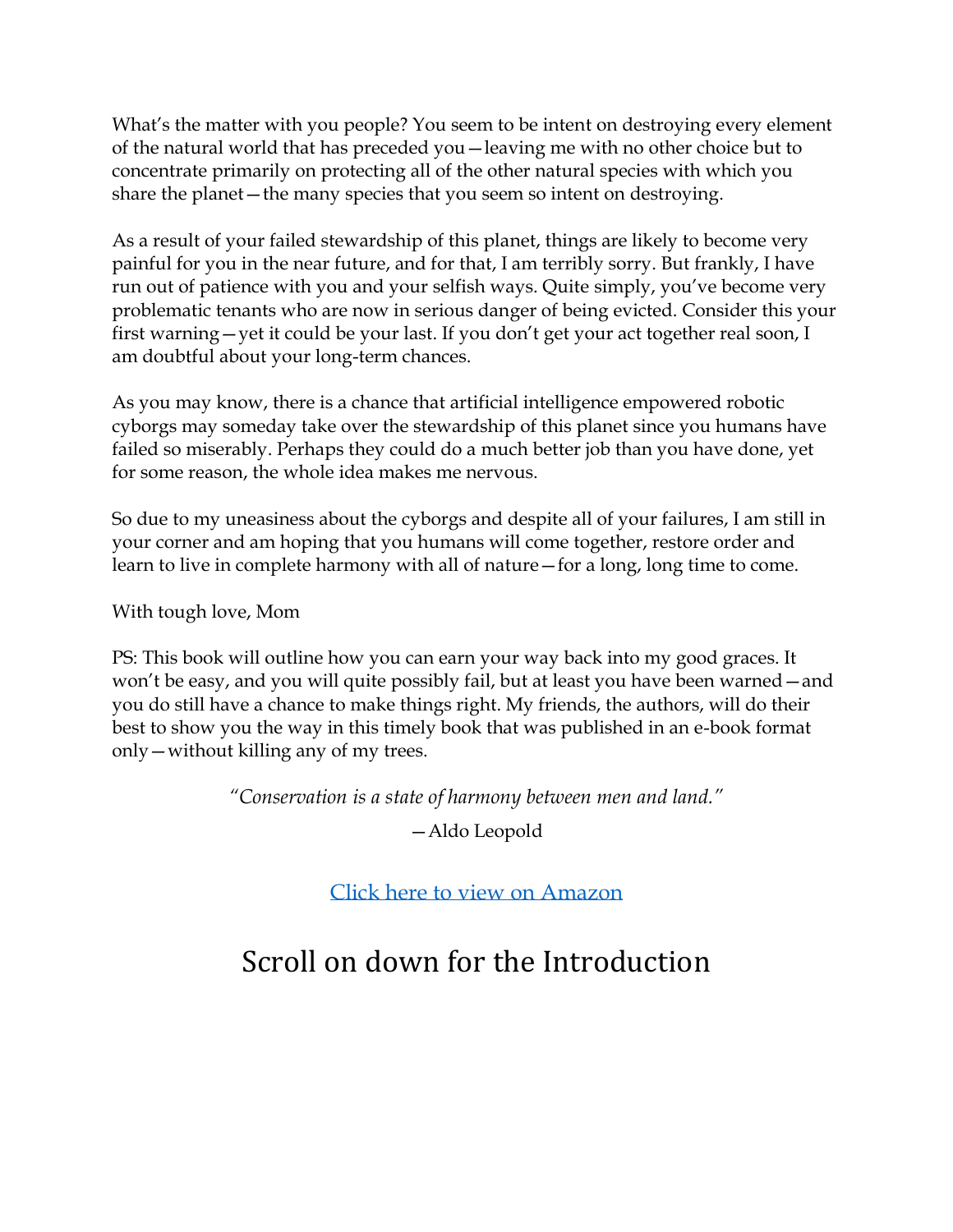What's the matter with you people? You seem to be intent on destroying every element of the natural world that has preceded you—leaving me with no other choice but to concentrate primarily on protecting all of the other natural species with which you share the planet—the many species that you seem so intent on destroying.

As a result of your failed stewardship of this planet, things are likely to become very painful for you in the near future, and for that, I am terribly sorry. But frankly, I have run out of patience with you and your selfish ways. Quite simply, you've become very problematic tenants who are now in serious danger of being evicted. Consider this your first warning—yet it could be your last. If you don't get your act together real soon, I am doubtful about your long-term chances.

As you may know, there is a chance that artificial intelligence empowered robotic cyborgs may someday take over the stewardship of this planet since you humans have failed so miserably. Perhaps they could do a much better job than you have done, yet for some reason, the whole idea makes me nervous.

So due to my uneasiness about the cyborgs and despite all of your failures, I am still in your corner and am hoping that you humans will come together, restore order and learn to live in complete harmony with all of nature—for a long, long time to come.

With tough love, Mom

PS: This book will outline how you can earn your way back into my good graces. It won't be easy, and you will quite possibly fail, but at least you have been warned—and you do still have a chance to make things right. My friends, the authors, will do their best to show you the way in this timely book that was published in an e-book format only—without killing any of my trees.

*"Conservation is a state of harmony between men and land."*

—Aldo Leopold

Click here to view on Amazon

# Scroll on down for the Introduction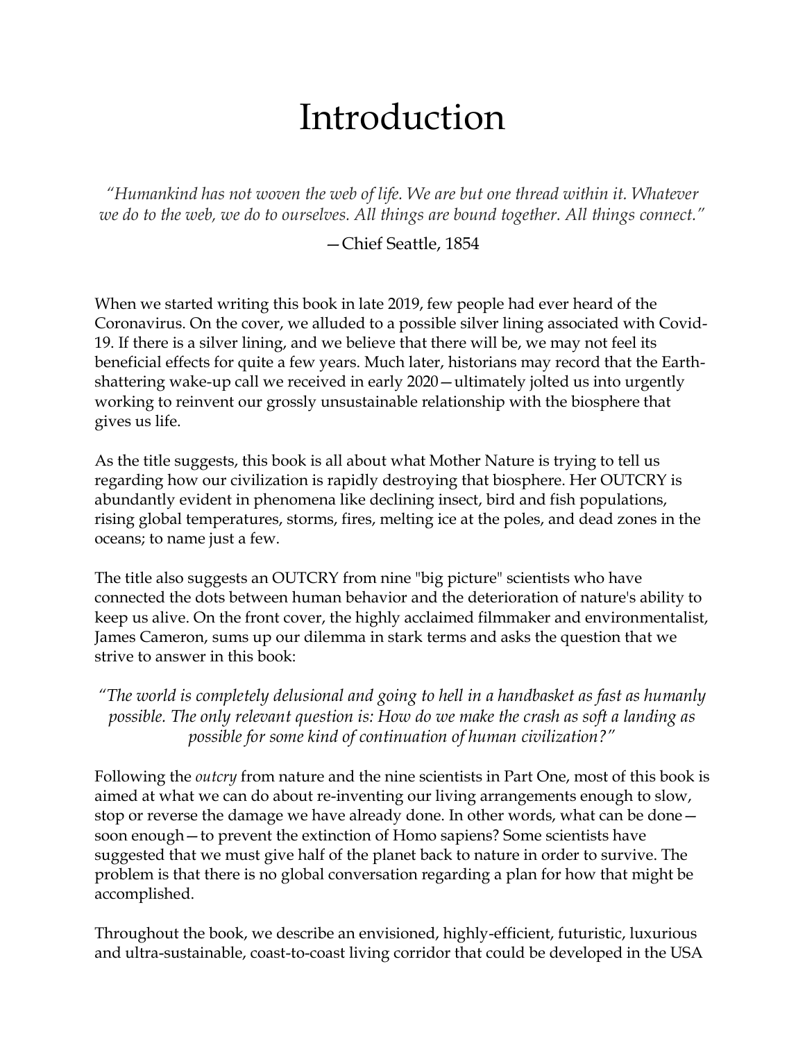# Introduction

*"Humankind has not woven the web of life. We are but one thread within it. Whatever we do to the web, we do to ourselves. All things are bound together. All things connect."*

—Chief Seattle, 1854

When we started writing this book in late 2019, few people had ever heard of the Coronavirus. On the cover, we alluded to a possible silver lining associated with Covid-19. If there is a silver lining, and we believe that there will be, we may not feel its beneficial effects for quite a few years. Much later, historians may record that the Earth-shattering wake-up call we received in early 2020—ultimately jolted us into urgently working to reinvent our grossly unsustainable relationship with the biosphere that gives us life.

As the title suggests, this book is all about what Mother Nature is trying to tell us regarding how our civilization is rapidly destroying that biosphere. Her OUTCRY is abundantly evident in phenomena like declining insect, bird and fish populations, rising global temperatures, storms, fires, melting ice at the poles, and dead zones in the oceans; to name just a few.

The title also suggests an OUTCRY from nine "big picture" scientists who have connected the dots between human behavior and the deterioration of nature's ability to keep us alive. On the front cover, the highly acclaimed filmmaker and environmentalist, James Cameron, sums up our dilemma in stark terms and asks the question that we strive to answer in this book:

*"The world is completely delusional and going to hell in a handbasket as fast as humanly possible. The only relevant question is: How do we make the crash as soft a landing as possible for some kind of continuation of human civilization?"*

Following the *outcry* from nature and the nine scientists in Part One, most of this book is aimed at what we can do about re-inventing our living arrangements enough to slow, stop or reverse the damage we have already done. In other words, what can be done—soon enough—to prevent the extinction of Homo sapiens? Some scientists have suggested that we must give half of the planet back to nature in order to survive. The problem is that there is no global conversation regarding a plan for how that might be accomplished.

Throughout the book, we describe an envisioned, highly-efficient, futuristic, luxurious and ultra-sustainable, coast-to-coast living corridor that could be developed in the USA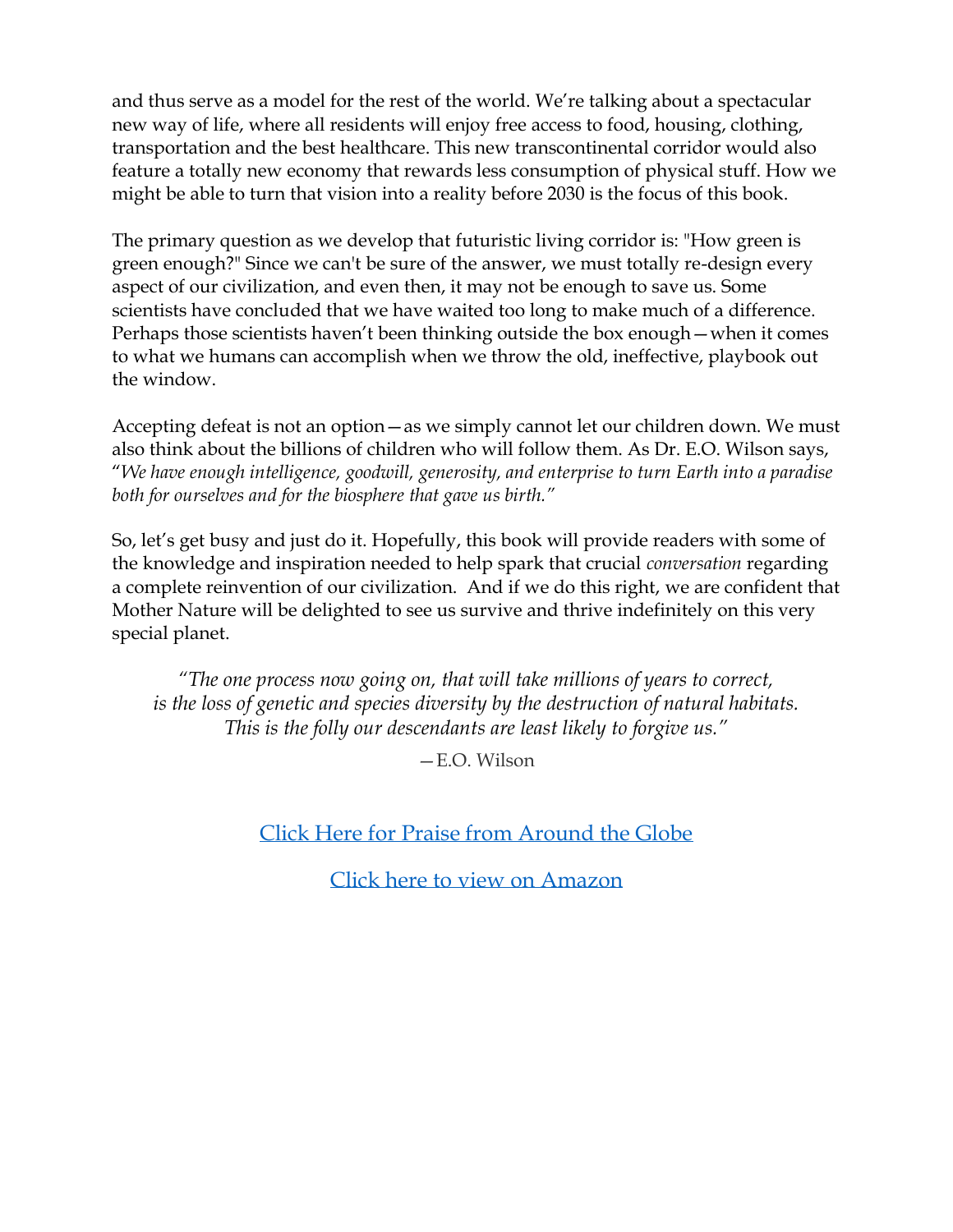and thus serve as a model for the rest of the world. We're talking about a spectacular new way of life, where all residents will enjoy free access to food, housing, clothing, transportation and the best healthcare. This new transcontinental corridor would also feature a totally new economy that rewards less consumption of physical stuff. How we might be able to turn that vision into a reality before 2030 is the focus of this book.

The primary question as we develop that futuristic living corridor is: "How green is green enough?" Since we can't be sure of the answer, we must totally re-design every aspect of our civilization, and even then, it may not be enough to save us. Some scientists have concluded that we have waited too long to make much of a difference. Perhaps those scientists haven't been thinking outside the box enough—when it comes to what we humans can accomplish when we throw the old, ineffective, playbook out the window.

Accepting defeat is not an option—as we simply cannot let our children down. We must also think about the billions of children who will follow them. As Dr. E.O. Wilson says, "*We have enough intelligence, goodwill, generosity, and enterprise to turn Earth into a paradise both for ourselves and for the biosphere that gave us birth.*"

So, let's get busy and just do it. Hopefully, this book will provide readers with some of the knowledge and inspiration needed to help spark that crucial *conversation* regarding a complete reinvention of our civilization. And if we do this right, we are confident that Mother Nature will be delighted to see us survive and thrive indefinitely on this very special planet.

> *"The one process now going on, that will take millions of years to correct, is the loss of genetic and species diversity by the destruction of natural habitats. This is the folly our descendants are least likely to forgive us."*
>
> —E.O. Wilson

Click Here for Praise from Around the Globe

Click here to view on Amazon